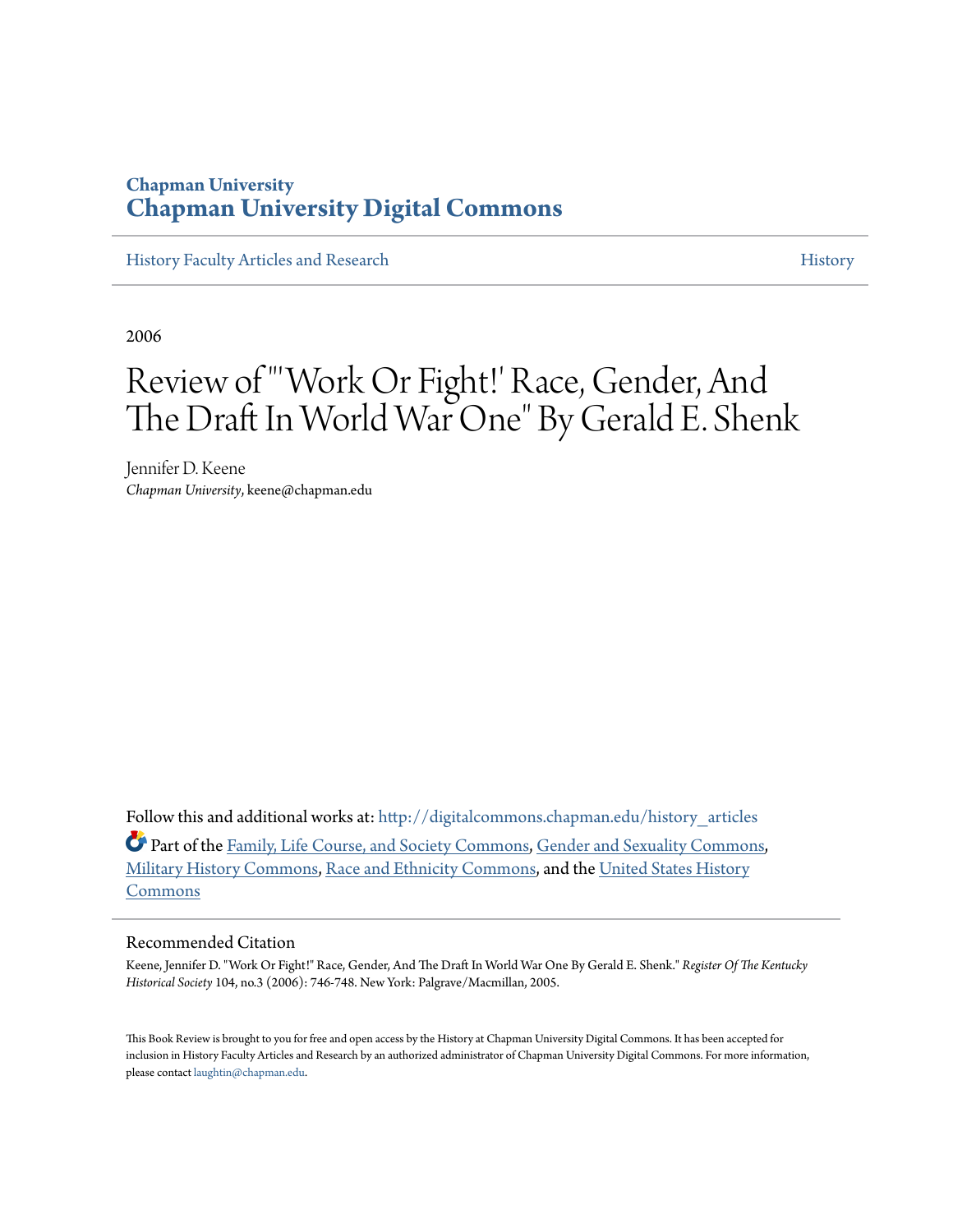Chapman University

# Chapman University Digital Commons

History Faculty Articles and Research | History

2006

# Review of "'Work Or Fight!' Race, Gender, And The Draft In World War One" By Gerald E. Shenk

Jennifer D. Keene
*Chapman University*, keene@chapman.edu

Follow this and additional works at: http://digitalcommons.chapman.edu/history_articles

Part of the Family, Life Course, and Society Commons, Gender and Sexuality Commons, Military History Commons, Race and Ethnicity Commons, and the United States History Commons

## Recommended Citation

Keene, Jennifer D. "Work Or Fight!" Race, Gender, And The Draft In World War One By Gerald E. Shenk." *Register Of The Kentucky Historical Society* 104, no.3 (2006): 746-748. New York: Palgrave/Macmillan, 2005.

This Book Review is brought to you for free and open access by the History at Chapman University Digital Commons. It has been accepted for inclusion in History Faculty Articles and Research by an authorized administrator of Chapman University Digital Commons. For more information, please contact laughtin@chapman.edu.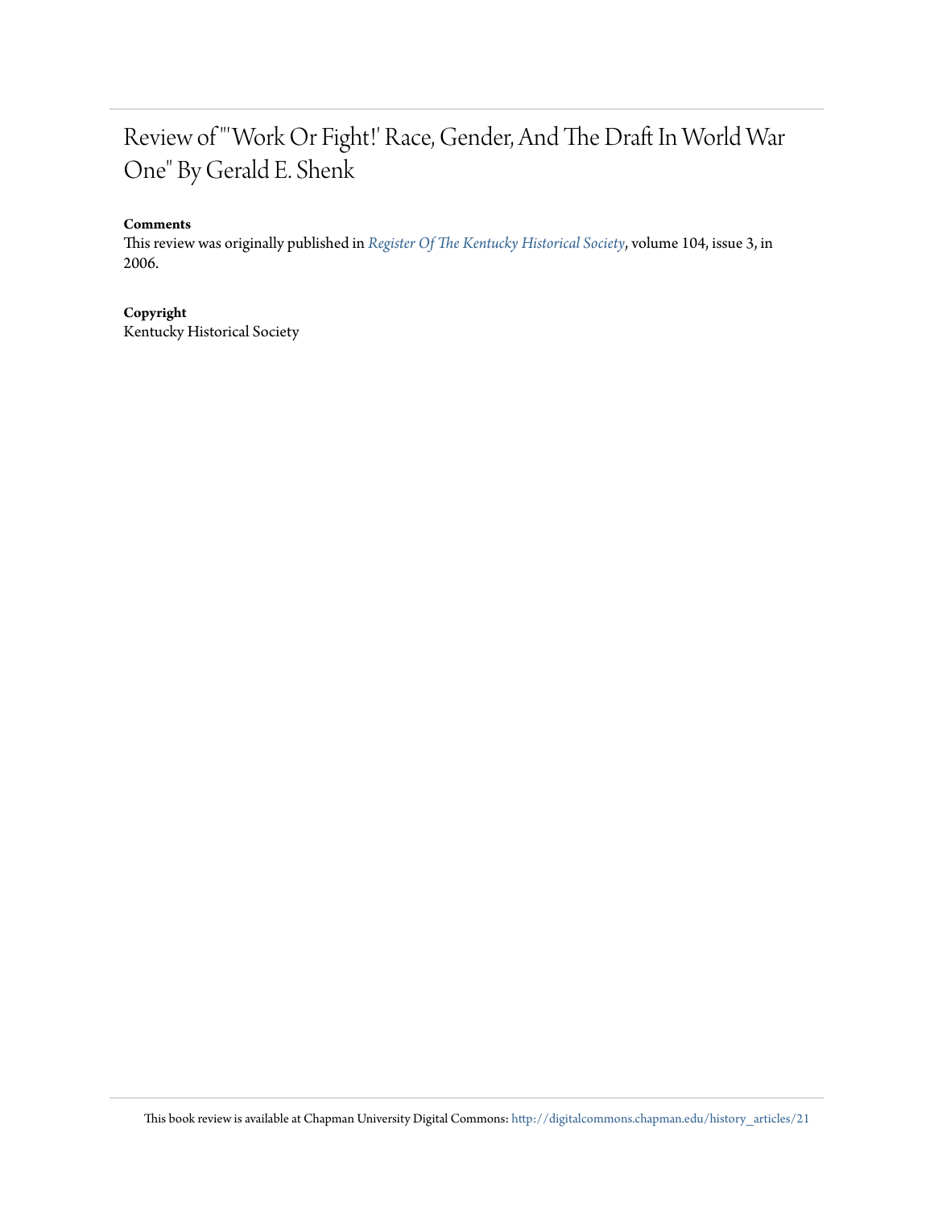# Review of "'Work Or Fight!' Race, Gender, And The Draft In World War One" By Gerald E. Shenk

**Comments**

This review was originally published in *Register Of The Kentucky Historical Society*, volume 104, issue 3, in 2006.

**Copyright**

Kentucky Historical Society

This book review is available at Chapman University Digital Commons: http://digitalcommons.chapman.edu/history_articles/21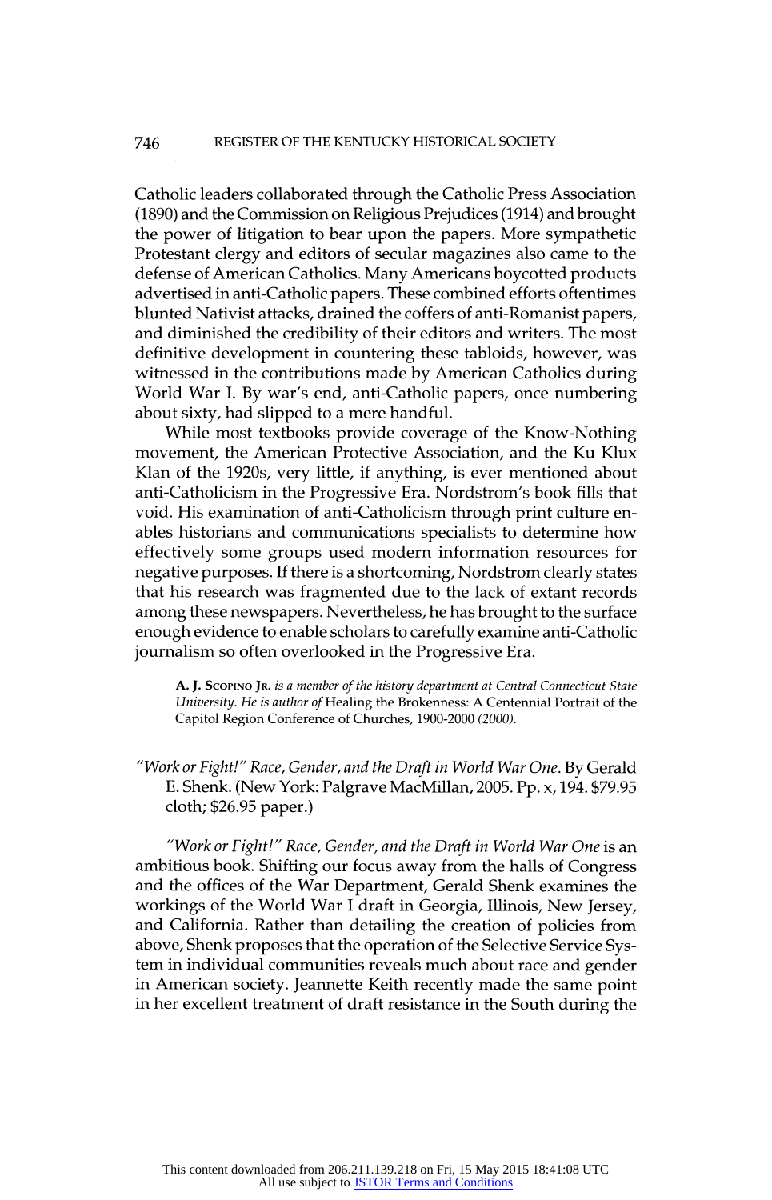Catholic leaders collaborated through the Catholic Press Association (1890) and the Commission on Religious Prejudices (1914) and brought the power of litigation to bear upon the papers. More sympathetic Protestant clergy and editors of secular magazines also came to the defense of American Catholics. Many Americans boycotted products advertised in anti-Catholic papers. These combined efforts oftentimes blunted Nativist attacks, drained the coffers of anti-Romanist papers, and diminished the credibility of their editors and writers. The most definitive development in countering these tabloids, however, was witnessed in the contributions made by American Catholics during World War I. By war's end, anti-Catholic papers, once numbering about sixty, had slipped to a mere handful.

While most textbooks provide coverage of the Know-Nothing movement, the American Protective Association, and the Ku Klux Klan of the 1920s, very little, if anything, is ever mentioned about anti-Catholicism in the Progressive Era. Nordstrom's book fills that void. His examination of anti-Catholicism through print culture enables historians and communications specialists to determine how effectively some groups used modern information resources for negative purposes. If there is a shortcoming, Nordstrom clearly states that his research was fragmented due to the lack of extant records among these newspapers. Nevertheless, he has brought to the surface enough evidence to enable scholars to carefully examine anti-Catholic journalism so often overlooked in the Progressive Era.

> **A. J. Scopino Jr.** *is a member of the history department at Central Connecticut State University. He is author of* Healing the Brokenness: A Centennial Portrait of the Capitol Region Conference of Churches, 1900-2000 *(2000).*

*"Work or Fight!" Race, Gender, and the Draft in World War One*. By Gerald E. Shenk. (New York: Palgrave MacMillan, 2005. Pp. x, 194. $79.95 cloth; $26.95 paper.)

*"Work or Fight!" Race, Gender, and the Draft in World War One* is an ambitious book. Shifting our focus away from the halls of Congress and the offices of the War Department, Gerald Shenk examines the workings of the World War I draft in Georgia, Illinois, New Jersey, and California. Rather than detailing the creation of policies from above, Shenk proposes that the operation of the Selective Service System in individual communities reveals much about race and gender in American society. Jeannette Keith recently made the same point in her excellent treatment of draft resistance in the South during the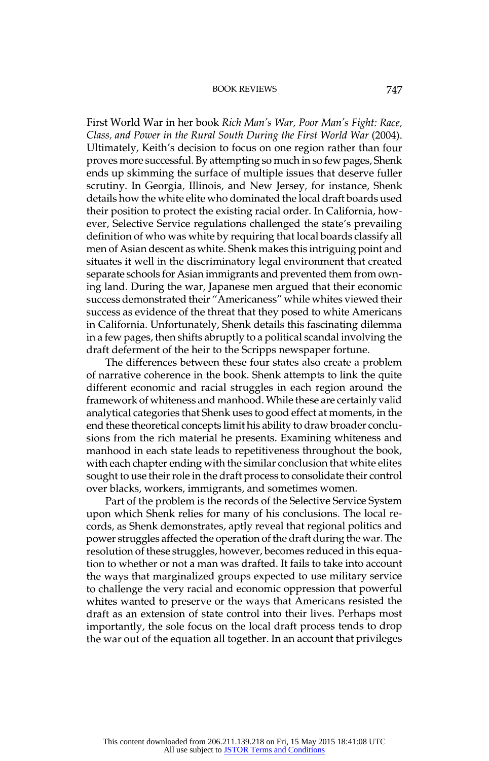First World War in her book *Rich Man's War, Poor Man's Fight: Race, Class, and Power in the Rural South During the First World War* (2004). Ultimately, Keith's decision to focus on one region rather than four proves more successful. By attempting so much in so few pages, Shenk ends up skimming the surface of multiple issues that deserve fuller scrutiny. In Georgia, Illinois, and New Jersey, for instance, Shenk details how the white elite who dominated the local draft boards used their position to protect the existing racial order. In California, however, Selective Service regulations challenged the state's prevailing definition of who was white by requiring that local boards classify all men of Asian descent as white. Shenk makes this intriguing point and situates it well in the discriminatory legal environment that created separate schools for Asian immigrants and prevented them from owning land. During the war, Japanese men argued that their economic success demonstrated their "Americaness" while whites viewed their success as evidence of the threat that they posed to white Americans in California. Unfortunately, Shenk details this fascinating dilemma in a few pages, then shifts abruptly to a political scandal involving the draft deferment of the heir to the Scripps newspaper fortune.

The differences between these four states also create a problem of narrative coherence in the book. Shenk attempts to link the quite different economic and racial struggles in each region around the framework of whiteness and manhood. While these are certainly valid analytical categories that Shenk uses to good effect at moments, in the end these theoretical concepts limit his ability to draw broader conclusions from the rich material he presents. Examining whiteness and manhood in each state leads to repetitiveness throughout the book, with each chapter ending with the similar conclusion that white elites sought to use their role in the draft process to consolidate their control over blacks, workers, immigrants, and sometimes women.

Part of the problem is the records of the Selective Service System upon which Shenk relies for many of his conclusions. The local records, as Shenk demonstrates, aptly reveal that regional politics and power struggles affected the operation of the draft during the war. The resolution of these struggles, however, becomes reduced in this equation to whether or not a man was drafted. It fails to take into account the ways that marginalized groups expected to use military service to challenge the very racial and economic oppression that powerful whites wanted to preserve or the ways that Americans resisted the draft as an extension of state control into their lives. Perhaps most importantly, the sole focus on the local draft process tends to drop the war out of the equation all together. In an account that privileges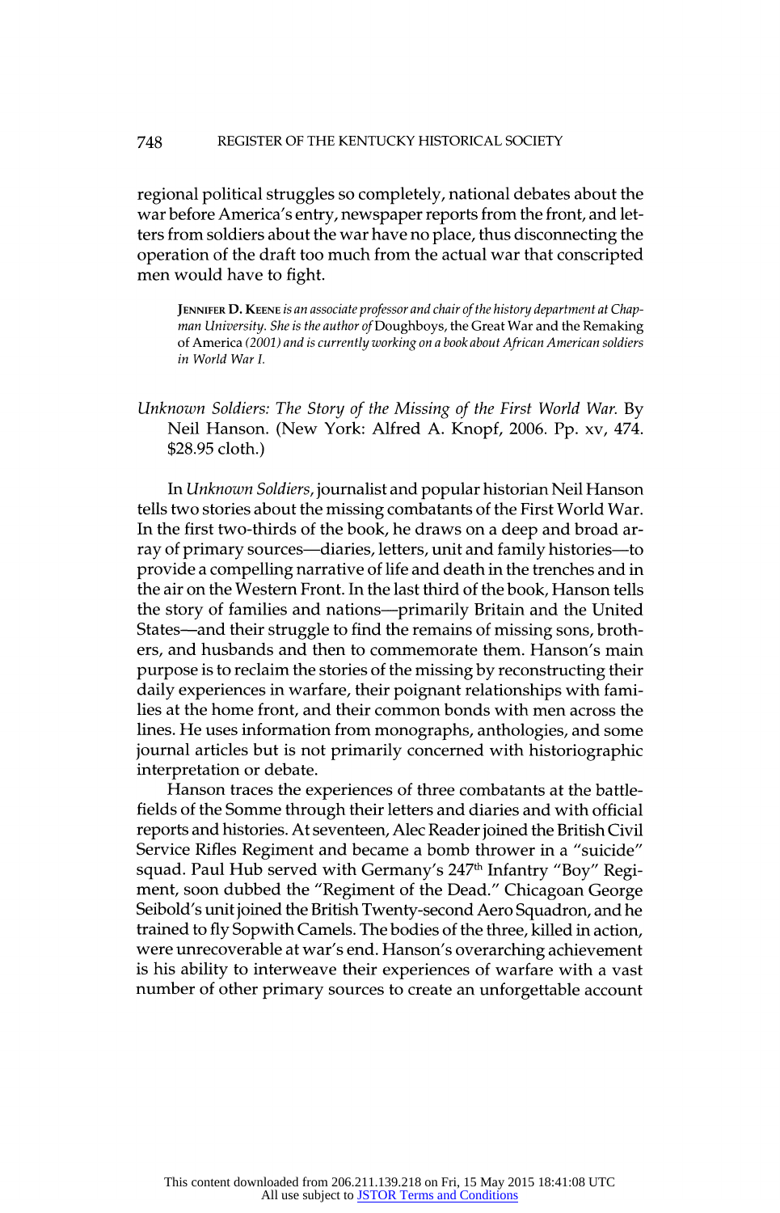regional political struggles so completely, national debates about the war before America's entry, newspaper reports from the front, and letters from soldiers about the war have no place, thus disconnecting the operation of the draft too much from the actual war that conscripted men would have to fight.

> JENNIFER D. KEENE *is an associate professor and chair of the history department at Chapman University. She is the author of* Doughboys, the Great War and the Remaking of America *(2001) and is currently working on a book about African American soldiers in World War I.*

*Unknown Soldiers: The Story of the Missing of the First World War.* By Neil Hanson. (New York: Alfred A. Knopf, 2006. Pp. xv, 474. $28.95 cloth.)

In *Unknown Soldiers*, journalist and popular historian Neil Hanson tells two stories about the missing combatants of the First World War. In the first two-thirds of the book, he draws on a deep and broad array of primary sources—diaries, letters, unit and family histories—to provide a compelling narrative of life and death in the trenches and in the air on the Western Front. In the last third of the book, Hanson tells the story of families and nations—primarily Britain and the United States—and their struggle to find the remains of missing sons, brothers, and husbands and then to commemorate them. Hanson's main purpose is to reclaim the stories of the missing by reconstructing their daily experiences in warfare, their poignant relationships with families at the home front, and their common bonds with men across the lines. He uses information from monographs, anthologies, and some journal articles but is not primarily concerned with historiographic interpretation or debate.

Hanson traces the experiences of three combatants at the battlefields of the Somme through their letters and diaries and with official reports and histories. At seventeen, Alec Reader joined the British Civil Service Rifles Regiment and became a bomb thrower in a "suicide" squad. Paul Hub served with Germany's 247th Infantry "Boy" Regiment, soon dubbed the "Regiment of the Dead." Chicagoan George Seibold's unit joined the British Twenty-second Aero Squadron, and he trained to fly Sopwith Camels. The bodies of the three, killed in action, were unrecoverable at war's end. Hanson's overarching achievement is his ability to interweave their experiences of warfare with a vast number of other primary sources to create an unforgettable account